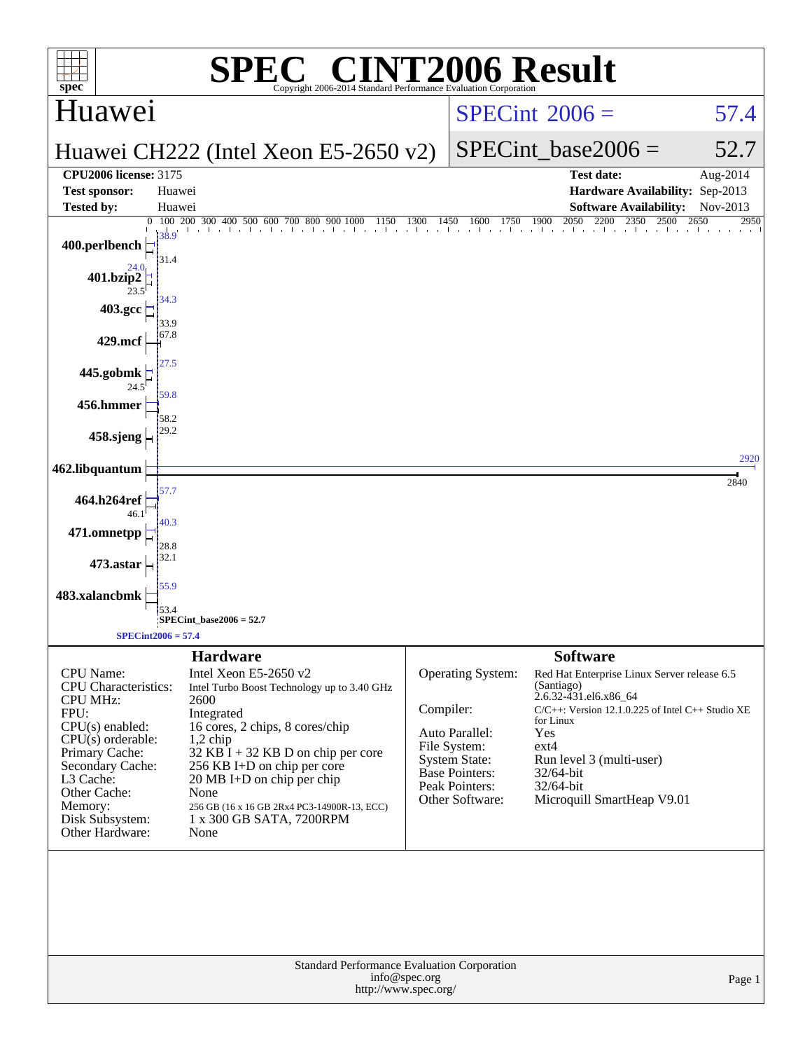# SPEC CINT2006 Result

Copyright 2006-2014 Standard Performance Evaluation Corporation

## Huawei

**Huawei CH222 (Intel Xeon E5-2650 v2)**

SPECint 2006 = 57.4

SPECint_base2006 = 52.7

| | | | |
|---|---|---|---|
| **CPU2006 license:** 3175 | | **Test date:** | Aug-2014 |
| **Test sponsor:** | Huawei | **Hardware Availability:** | Sep-2013 |
| **Tested by:** | Huawei | **Software Availability:** | Nov-2013 |

| Benchmark | Peak | Base |
|---|---|---|
| 400.perlbench | 38.9 | 31.4 |
| 401.bzip2 | 24.0 | 23.5 |
| 403.gcc | 34.3 | 33.9 |
| 429.mcf | 67.8 | 67.8 |
| 445.gobmk | 27.5 | 24.5 |
| 456.hmmer | 59.8 | 58.2 |
| 458.sjeng | 29.2 | 29.2 |
| 462.libquantum | 2920 | 2840 |
| 464.h264ref | 57.7 | 46.1 |
| 471.omnetpp | 40.3 | 28.8 |
| 473.astar | 32.1 | 32.1 |
| 483.xalancbmk | 55.9 | 53.4 |

SPECint_base2006 = 52.7

SPECint2006 = 57.4

### Hardware

| | |
|---|---|
| CPU Name: | Intel Xeon E5-2650 v2 |
| CPU Characteristics: | Intel Turbo Boost Technology up to 3.40 GHz |
| CPU MHz: | 2600 |
| FPU: | Integrated |
| CPU(s) enabled: | 16 cores, 2 chips, 8 cores/chip |
| CPU(s) orderable: | 1,2 chip |
| Primary Cache: | 32 KB I + 32 KB D on chip per core |
| Secondary Cache: | 256 KB I+D on chip per core |
| L3 Cache: | 20 MB I+D on chip per chip |
| Other Cache: | None |
| Memory: | 256 GB (16 x 16 GB 2Rx4 PC3-14900R-13, ECC) |
| Disk Subsystem: | 1 x 300 GB SATA, 7200RPM |
| Other Hardware: | None |

### Software

| | |
|---|---|
| Operating System: | Red Hat Enterprise Linux Server release 6.5 (Santiago) 2.6.32-431.el6.x86_64 |
| Compiler: | C/C++: Version 12.1.0.225 of Intel C++ Studio XE for Linux |
| Auto Parallel: | Yes |
| File System: | ext4 |
| System State: | Run level 3 (multi-user) |
| Base Pointers: | 32/64-bit |
| Peak Pointers: | 32/64-bit |
| Other Software: | Microquill SmartHeap V9.01 |

Standard Performance Evaluation Corporation
info@spec.org
http://www.spec.org/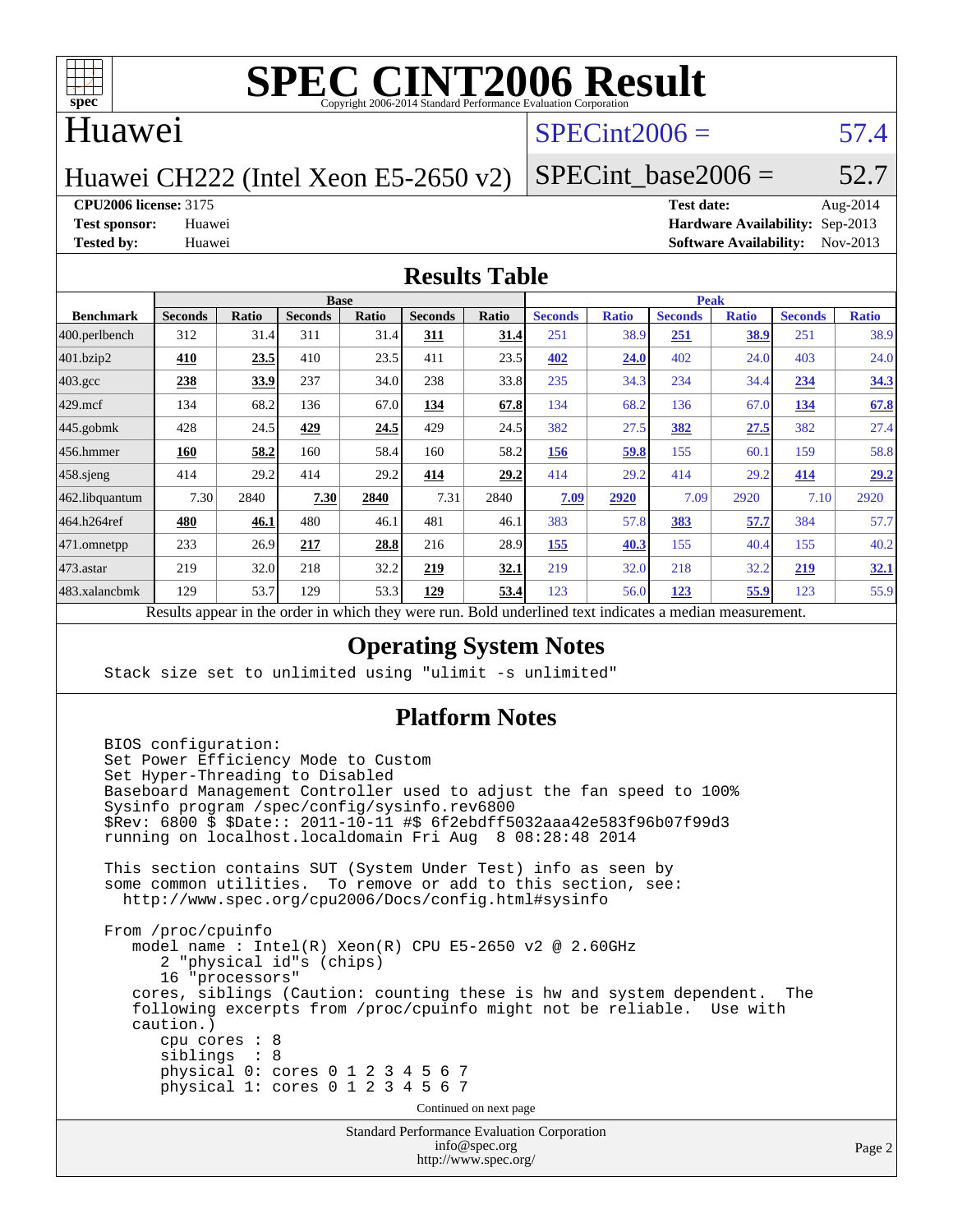# SPEC CINT2006 Result

Copyright 2006-2014 Standard Performance Evaluation Corporation

## Huawei

Huawei CH222 (Intel Xeon E5-2650 v2)

SPECint2006 = 57.4

SPECint_base2006 = 52.7

**CPU2006 license:** 3175
**Test sponsor:** Huawei
**Tested by:** Huawei

**Test date:** Aug-2014
**Hardware Availability:** Sep-2013
**Software Availability:** Nov-2013

### Results Table

| Benchmark | Base | | | | | | Peak | | | | | |
|---|---|---|---|---|---|---|---|---|---|---|---|---|
| | Seconds | Ratio | Seconds | Ratio | Seconds | Ratio | Seconds | Ratio | Seconds | Ratio | Seconds | Ratio |
| 400.perlbench | 312 | 31.4 | 311 | 31.4 | **311** | **31.4** | 251 | 38.9 | **251** | **38.9** | 251 | 38.9 |
| 401.bzip2 | **410** | **23.5** | 410 | 23.5 | 411 | 23.5 | **402** | **24.0** | 402 | 24.0 | 403 | 24.0 |
| 403.gcc | **238** | **33.9** | 237 | 34.0 | 238 | 33.8 | 235 | 34.3 | 234 | 34.4 | **234** | **34.3** |
| 429.mcf | 134 | 68.2 | 136 | 67.0 | **134** | **67.8** | 134 | 68.2 | 136 | 67.0 | **134** | **67.8** |
| 445.gobmk | 428 | 24.5 | **429** | **24.5** | 429 | 24.5 | 382 | 27.5 | **382** | **27.5** | 382 | 27.4 |
| 456.hmmer | **160** | **58.2** | 160 | 58.4 | 160 | 58.2 | **156** | **59.8** | 155 | 60.1 | 159 | 58.8 |
| 458.sjeng | 414 | 29.2 | 414 | 29.2 | **414** | **29.2** | 414 | 29.2 | 414 | 29.2 | **414** | **29.2** |
| 462.libquantum | 7.30 | 2840 | **7.30** | **2840** | 7.31 | 2840 | **7.09** | **2920** | 7.09 | 2920 | 7.10 | 2920 |
| 464.h264ref | **480** | **46.1** | 480 | 46.1 | 481 | 46.1 | 383 | 57.8 | **383** | **57.7** | 384 | 57.7 |
| 471.omnetpp | 233 | 26.9 | **217** | **28.8** | 216 | 28.9 | **155** | **40.3** | 155 | 40.4 | 155 | 40.2 |
| 473.astar | 219 | 32.0 | 218 | 32.2 | **219** | **32.1** | 219 | 32.0 | 218 | 32.2 | **219** | **32.1** |
| 483.xalancbmk | 129 | 53.7 | 129 | 53.3 | **129** | **53.4** | 123 | 56.0 | **123** | **55.9** | 123 | 55.9 |

Results appear in the order in which they were run. Bold underlined text indicates a median measurement.

### Operating System Notes

```
Stack size set to unlimited using "ulimit -s unlimited"
```

### Platform Notes

```
BIOS configuration:
Set Power Efficiency Mode to Custom
Set Hyper-Threading to Disabled
Baseboard Management Controller used to adjust the fan speed to 100%
Sysinfo program /spec/config/sysinfo.rev6800
$Rev: 6800 $ $Date:: 2011-10-11 #$ 6f2ebdff5032aaa42e583f96b07f99d3
running on localhost.localdomain Fri Aug  8 08:28:48 2014

This section contains SUT (System Under Test) info as seen by
some common utilities.  To remove or add to this section, see:
  http://www.spec.org/cpu2006/Docs/config.html#sysinfo

From /proc/cpuinfo
   model name : Intel(R) Xeon(R) CPU E5-2650 v2 @ 2.60GHz
      2 "physical id"s (chips)
      16 "processors"
   cores, siblings (Caution: counting these is hw and system dependent.  The
   following excerpts from /proc/cpuinfo might not be reliable.  Use with
   caution.)
      cpu cores : 8
      siblings  : 8
      physical 0: cores 0 1 2 3 4 5 6 7
      physical 1: cores 0 1 2 3 4 5 6 7
```

Continued on next page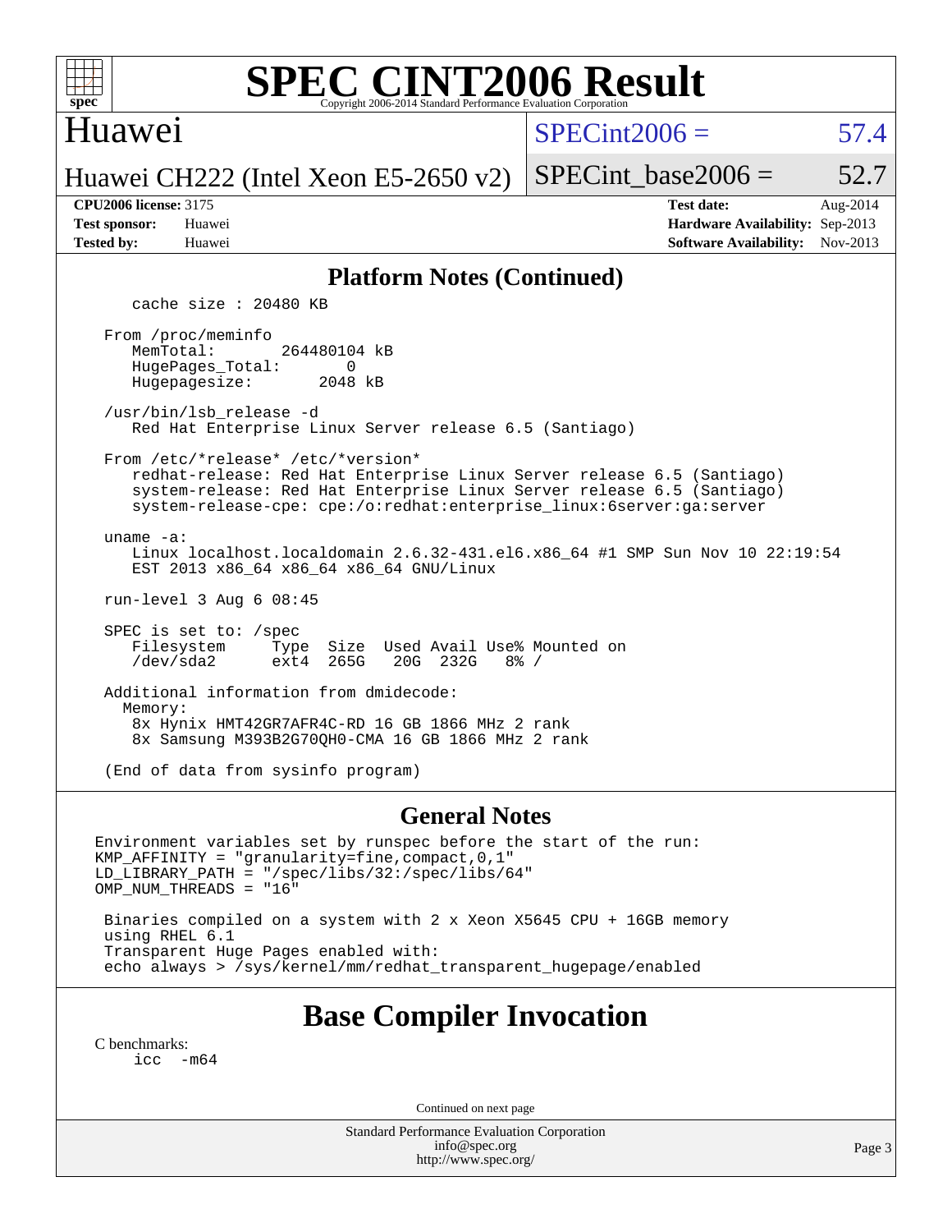# SPEC CINT2006 Result

Copyright 2006-2014 Standard Performance Evaluation Corporation

## Huawei

Huawei CH222 (Intel Xeon E5-2650 v2)

SPECint2006 = 57.4

SPECint_base2006 = 52.7

| | | | |
|---|---|---|---|
| **CPU2006 license:** 3175 | | **Test date:** | Aug-2014 |
| **Test sponsor:** | Huawei | **Hardware Availability:** | Sep-2013 |
| **Tested by:** | Huawei | **Software Availability:** | Nov-2013 |

## Platform Notes (Continued)

```
      cache size : 20480 KB

   From /proc/meminfo
      MemTotal:       264480104 kB
      HugePages_Total:       0
      Hugepagesize:       2048 kB

   /usr/bin/lsb_release -d
      Red Hat Enterprise Linux Server release 6.5 (Santiago)

   From /etc/*release* /etc/*version*
      redhat-release: Red Hat Enterprise Linux Server release 6.5 (Santiago)
      system-release: Red Hat Enterprise Linux Server release 6.5 (Santiago)
      system-release-cpe: cpe:/o:redhat:enterprise_linux:6server:ga:server

   uname -a:
      Linux localhost.localdomain 2.6.32-431.el6.x86_64 #1 SMP Sun Nov 10 22:19:54
      EST 2013 x86_64 x86_64 x86_64 GNU/Linux

   run-level 3 Aug 6 08:45

   SPEC is set to: /spec
      Filesystem     Type  Size  Used Avail Use% Mounted on
      /dev/sda2      ext4  265G   20G  232G   8% /

   Additional information from dmidecode:
     Memory:
      8x Hynix HMT42GR7AFR4C-RD 16 GB 1866 MHz 2 rank
      8x Samsung M393B2G70QH0-CMA 16 GB 1866 MHz 2 rank

   (End of data from sysinfo program)
```

## General Notes

```
Environment variables set by runspec before the start of the run:
KMP_AFFINITY = "granularity=fine,compact,0,1"
LD_LIBRARY_PATH = "/spec/libs/32:/spec/libs/64"
OMP_NUM_THREADS = "16"

 Binaries compiled on a system with 2 x Xeon X5645 CPU + 16GB memory
 using RHEL 6.1
 Transparent Huge Pages enabled with:
 echo always > /sys/kernel/mm/redhat_transparent_hugepage/enabled
```

## Base Compiler Invocation

C benchmarks:
```
     icc  -m64
```

Continued on next page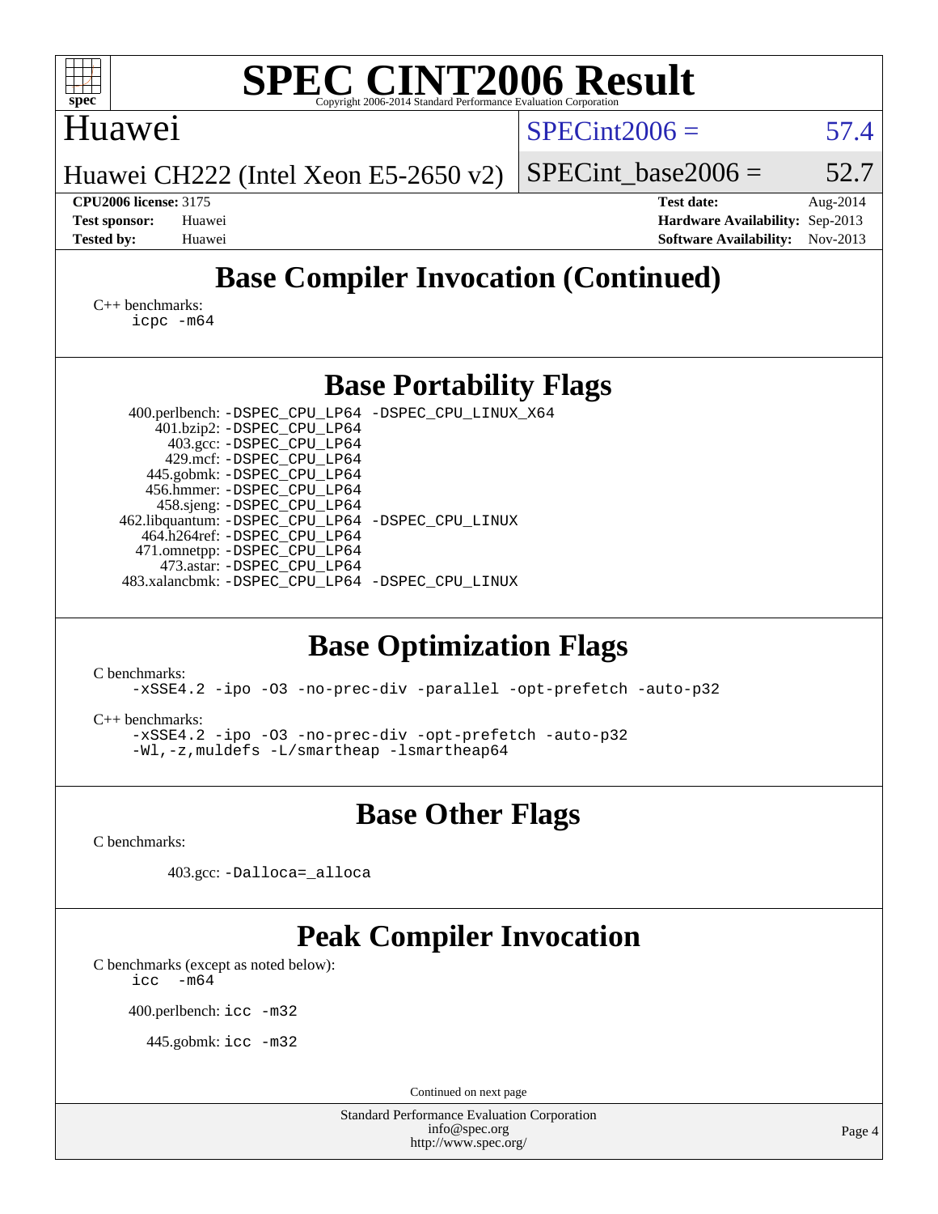# SPEC CINT2006 Result

Copyright 2006-2014 Standard Performance Evaluation Corporation

Huawei

Huawei CH222 (Intel Xeon E5-2650 v2)

SPECint2006 = 57.4

SPECint_base2006 = 52.7

**CPU2006 license:** 3175
**Test sponsor:** Huawei
**Tested by:** Huawei

**Test date:** Aug-2014
**Hardware Availability:** Sep-2013
**Software Availability:** Nov-2013

## Base Compiler Invocation (Continued)

C++ benchmarks:
```
icpc -m64
```

## Base Portability Flags

```
400.perlbench: -DSPEC_CPU_LP64 -DSPEC_CPU_LINUX_X64
401.bzip2: -DSPEC_CPU_LP64
403.gcc: -DSPEC_CPU_LP64
429.mcf: -DSPEC_CPU_LP64
445.gobmk: -DSPEC_CPU_LP64
456.hmmer: -DSPEC_CPU_LP64
458.sjeng: -DSPEC_CPU_LP64
462.libquantum: -DSPEC_CPU_LP64 -DSPEC_CPU_LINUX
464.h264ref: -DSPEC_CPU_LP64
471.omnetpp: -DSPEC_CPU_LP64
473.astar: -DSPEC_CPU_LP64
483.xalancbmk: -DSPEC_CPU_LP64 -DSPEC_CPU_LINUX
```

## Base Optimization Flags

C benchmarks:
```
-xSSE4.2 -ipo -O3 -no-prec-div -parallel -opt-prefetch -auto-p32
```

C++ benchmarks:
```
-xSSE4.2 -ipo -O3 -no-prec-div -opt-prefetch -auto-p32
-Wl,-z,muldefs -L/smartheap -lsmartheap64
```

## Base Other Flags

C benchmarks:

```
403.gcc: -Dalloca=_alloca
```

## Peak Compiler Invocation

C benchmarks (except as noted below):
```
icc  -m64
```

```
400.perlbench: icc -m32
```

```
445.gobmk: icc -m32
```

Continued on next page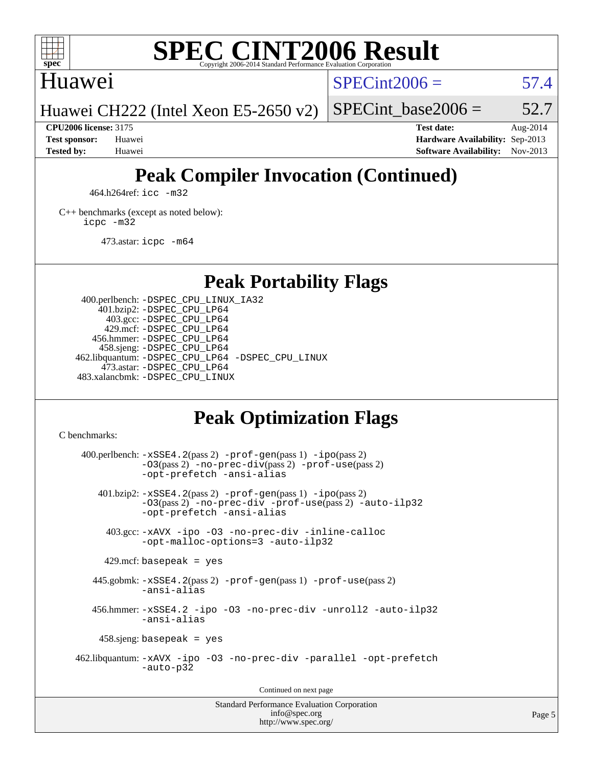# Peak Compiler Invocation (Continued)

464.h264ref: `icc -m32`

C++ benchmarks (except as noted below):
`icpc -m32`

473.astar: `icpc -m64`

# Peak Portability Flags

400.perlbench: `-DSPEC_CPU_LINUX_IA32`
401.bzip2: `-DSPEC_CPU_LP64`
403.gcc: `-DSPEC_CPU_LP64`
429.mcf: `-DSPEC_CPU_LP64`
456.hmmer: `-DSPEC_CPU_LP64`
458.sjeng: `-DSPEC_CPU_LP64`
462.libquantum: `-DSPEC_CPU_LP64 -DSPEC_CPU_LINUX`
473.astar: `-DSPEC_CPU_LP64`
483.xalancbmk: `-DSPEC_CPU_LINUX`

# Peak Optimization Flags

C benchmarks:

400.perlbench: `-xSSE4.2`(pass 2) `-prof-gen`(pass 1) `-ipo`(pass 2) `-O3`(pass 2) `-no-prec-div`(pass 2) `-prof-use`(pass 2) `-opt-prefetch -ansi-alias`

401.bzip2: `-xSSE4.2`(pass 2) `-prof-gen`(pass 1) `-ipo`(pass 2) `-O3`(pass 2) `-no-prec-div -prof-use`(pass 2) `-auto-ilp32 -opt-prefetch -ansi-alias`

403.gcc: `-xAVX -ipo -O3 -no-prec-div -inline-calloc -opt-malloc-options=3 -auto-ilp32`

429.mcf: `basepeak = yes`

445.gobmk: `-xSSE4.2`(pass 2) `-prof-gen`(pass 1) `-prof-use`(pass 2) `-ansi-alias`

456.hmmer: `-xSSE4.2 -ipo -O3 -no-prec-div -unroll2 -auto-ilp32 -ansi-alias`

458.sjeng: `basepeak = yes`

462.libquantum: `-xAVX -ipo -O3 -no-prec-div -parallel -opt-prefetch -auto-p32`

Continued on next page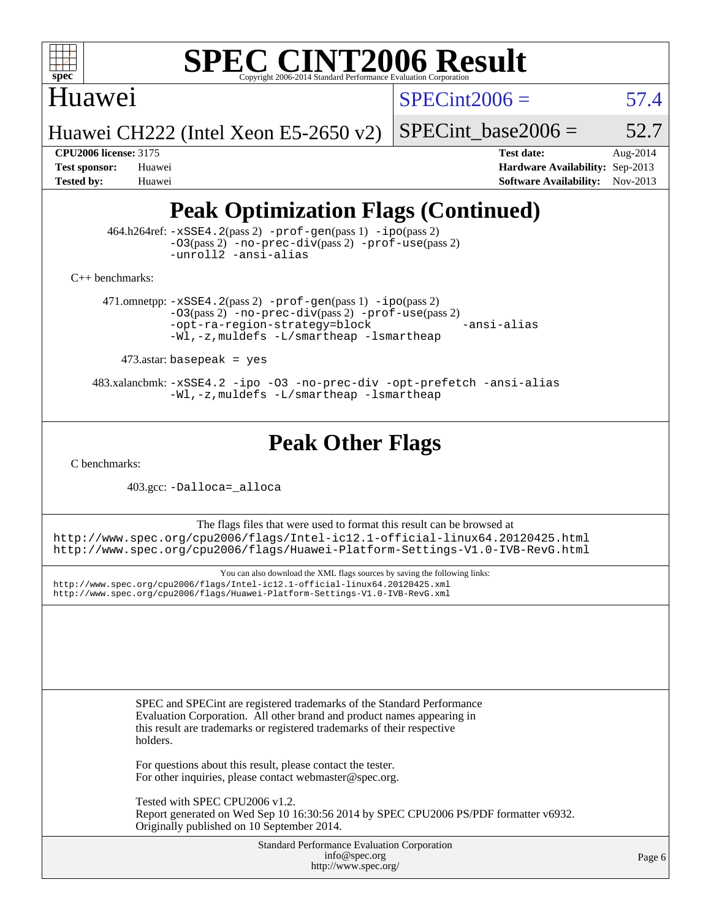# SPEC CINT2006 Result

Huawei

Huawei CH222 (Intel Xeon E5-2650 v2)

SPECint2006 = 57.4

SPECint_base2006 = 52.7

**CPU2006 license:** 3175
**Test sponsor:** Huawei
**Tested by:** Huawei

**Test date:** Aug-2014
**Hardware Availability:** Sep-2013
**Software Availability:** Nov-2013

## Peak Optimization Flags (Continued)

464.h264ref: -xSSE4.2(pass 2) -prof-gen(pass 1) -ipo(pass 2) -O3(pass 2) -no-prec-div(pass 2) -prof-use(pass 2) -unroll2 -ansi-alias

C++ benchmarks:

471.omnetpp: -xSSE4.2(pass 2) -prof-gen(pass 1) -ipo(pass 2) -O3(pass 2) -no-prec-div(pass 2) -prof-use(pass 2) -opt-ra-region-strategy=block -ansi-alias -Wl,-z,muldefs -L/smartheap -lsmartheap

473.astar: basepeak = yes

483.xalancbmk: -xSSE4.2 -ipo -O3 -no-prec-div -opt-prefetch -ansi-alias -Wl,-z,muldefs -L/smartheap -lsmartheap

## Peak Other Flags

C benchmarks:

403.gcc: -Dalloca=_alloca

The flags files that were used to format this result can be browsed at
http://www.spec.org/cpu2006/flags/Intel-ic12.1-official-linux64.20120425.html
http://www.spec.org/cpu2006/flags/Huawei-Platform-Settings-V1.0-IVB-RevG.html

You can also download the XML flags sources by saving the following links:
http://www.spec.org/cpu2006/flags/Intel-ic12.1-official-linux64.20120425.xml
http://www.spec.org/cpu2006/flags/Huawei-Platform-Settings-V1.0-IVB-RevG.xml

SPEC and SPECint are registered trademarks of the Standard Performance Evaluation Corporation. All other brand and product names appearing in this result are trademarks or registered trademarks of their respective holders.

For questions about this result, please contact the tester.
For other inquiries, please contact webmaster@spec.org.

Tested with SPEC CPU2006 v1.2.
Report generated on Wed Sep 10 16:30:56 2014 by SPEC CPU2006 PS/PDF formatter v6932.
Originally published on 10 September 2014.